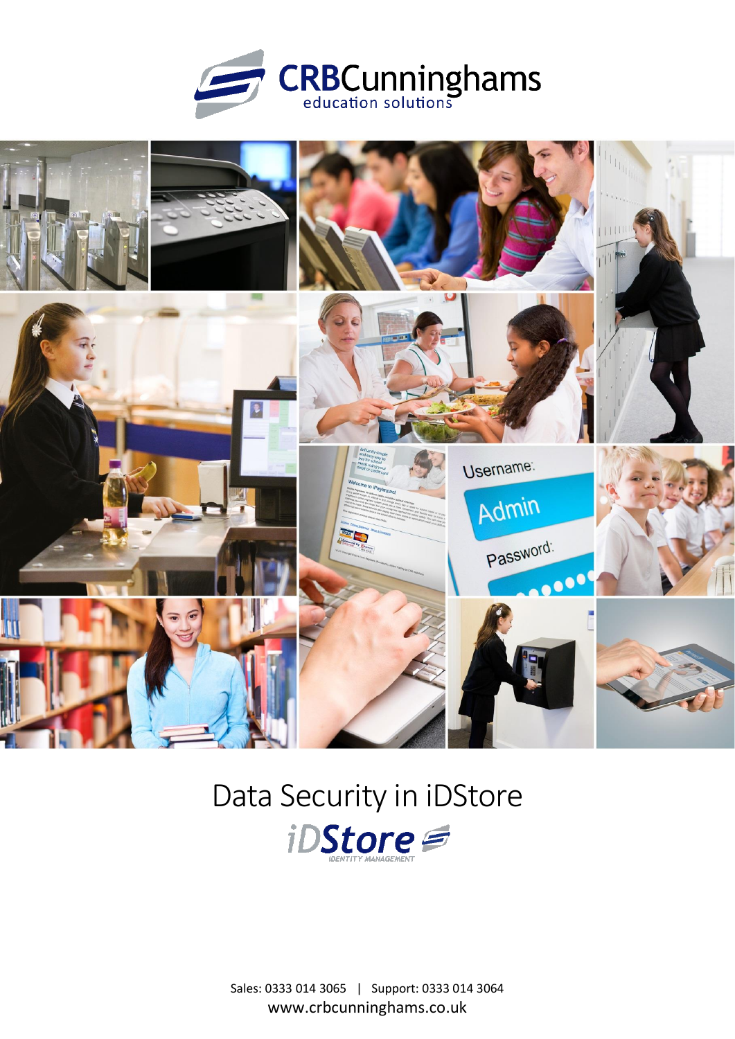CRBCunninghams
education solutions

# Data Security in iDStore

iDStore
IDENTITY MANAGEMENT

Sales: 0333 014 3065 | Support: 0333 014 3064
www.crbcunninghams.co.uk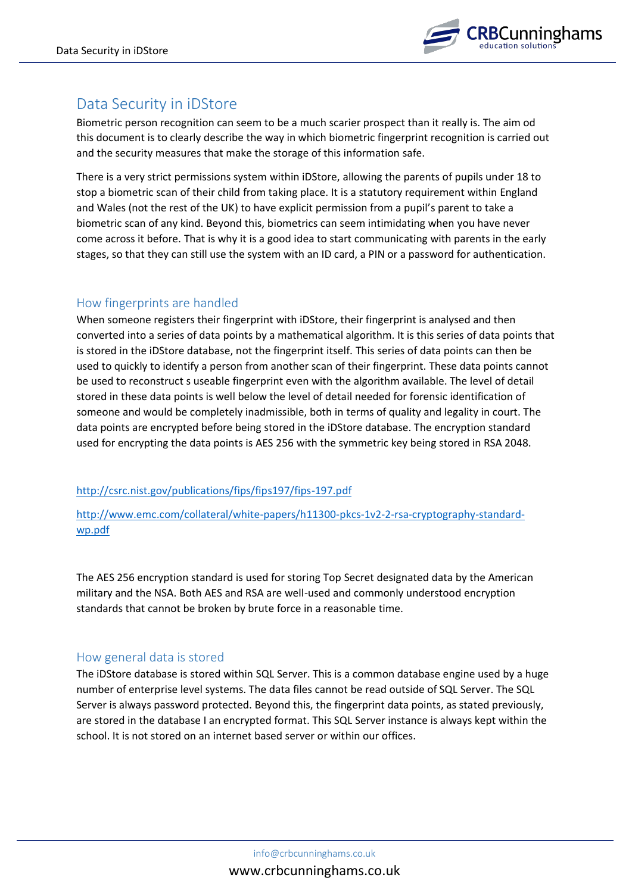# Data Security in iDStore

Biometric person recognition can seem to be a much scarier prospect than it really is. The aim od this document is to clearly describe the way in which biometric fingerprint recognition is carried out and the security measures that make the storage of this information safe.

There is a very strict permissions system within iDStore, allowing the parents of pupils under 18 to stop a biometric scan of their child from taking place. It is a statutory requirement within England and Wales (not the rest of the UK) to have explicit permission from a pupil's parent to take a biometric scan of any kind. Beyond this, biometrics can seem intimidating when you have never come across it before. That is why it is a good idea to start communicating with parents in the early stages, so that they can still use the system with an ID card, a PIN or a password for authentication.

## How fingerprints are handled

When someone registers their fingerprint with iDStore, their fingerprint is analysed and then converted into a series of data points by a mathematical algorithm. It is this series of data points that is stored in the iDStore database, not the fingerprint itself. This series of data points can then be used to quickly to identify a person from another scan of their fingerprint. These data points cannot be used to reconstruct s useable fingerprint even with the algorithm available. The level of detail stored in these data points is well below the level of detail needed for forensic identification of someone and would be completely inadmissible, both in terms of quality and legality in court. The data points are encrypted before being stored in the iDStore database. The encryption standard used for encrypting the data points is AES 256 with the symmetric key being stored in RSA 2048.

http://csrc.nist.gov/publications/fips/fips197/fips-197.pdf

http://www.emc.com/collateral/white-papers/h11300-pkcs-1v2-2-rsa-cryptography-standard-wp.pdf

The AES 256 encryption standard is used for storing Top Secret designated data by the American military and the NSA. Both AES and RSA are well-used and commonly understood encryption standards that cannot be broken by brute force in a reasonable time.

## How general data is stored

The iDStore database is stored within SQL Server. This is a common database engine used by a huge number of enterprise level systems. The data files cannot be read outside of SQL Server. The SQL Server is always password protected. Beyond this, the fingerprint data points, as stated previously, are stored in the database I an encrypted format. This SQL Server instance is always kept within the school. It is not stored on an internet based server or within our offices.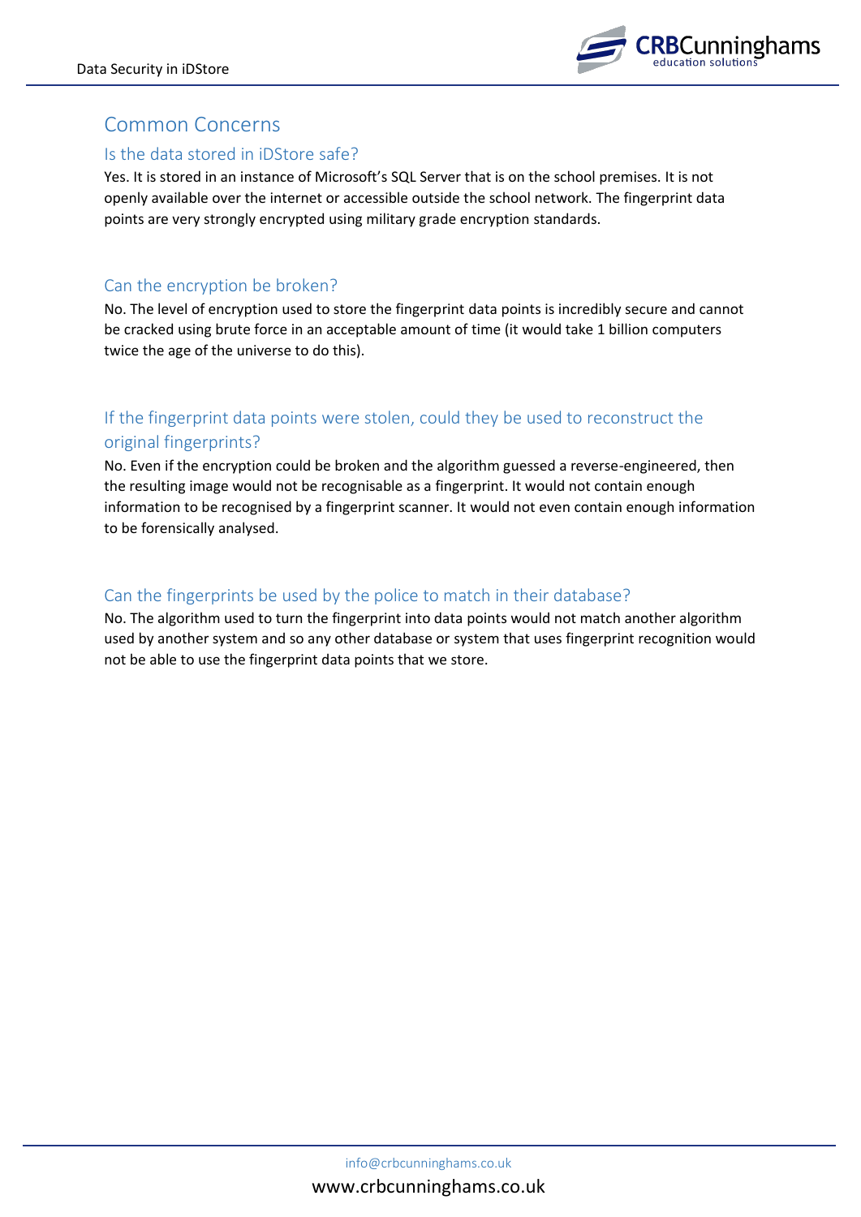## Common Concerns

### Is the data stored in iDStore safe?

Yes. It is stored in an instance of Microsoft's SQL Server that is on the school premises. It is not openly available over the internet or accessible outside the school network. The fingerprint data points are very strongly encrypted using military grade encryption standards.

### Can the encryption be broken?

No. The level of encryption used to store the fingerprint data points is incredibly secure and cannot be cracked using brute force in an acceptable amount of time (it would take 1 billion computers twice the age of the universe to do this).

### If the fingerprint data points were stolen, could they be used to reconstruct the original fingerprints?

No. Even if the encryption could be broken and the algorithm guessed a reverse-engineered, then the resulting image would not be recognisable as a fingerprint. It would not contain enough information to be recognised by a fingerprint scanner. It would not even contain enough information to be forensically analysed.

### Can the fingerprints be used by the police to match in their database?

No. The algorithm used to turn the fingerprint into data points would not match another algorithm used by another system and so any other database or system that uses fingerprint recognition would not be able to use the fingerprint data points that we store.

info@crbcunninghams.co.uk

www.crbcunninghams.co.uk